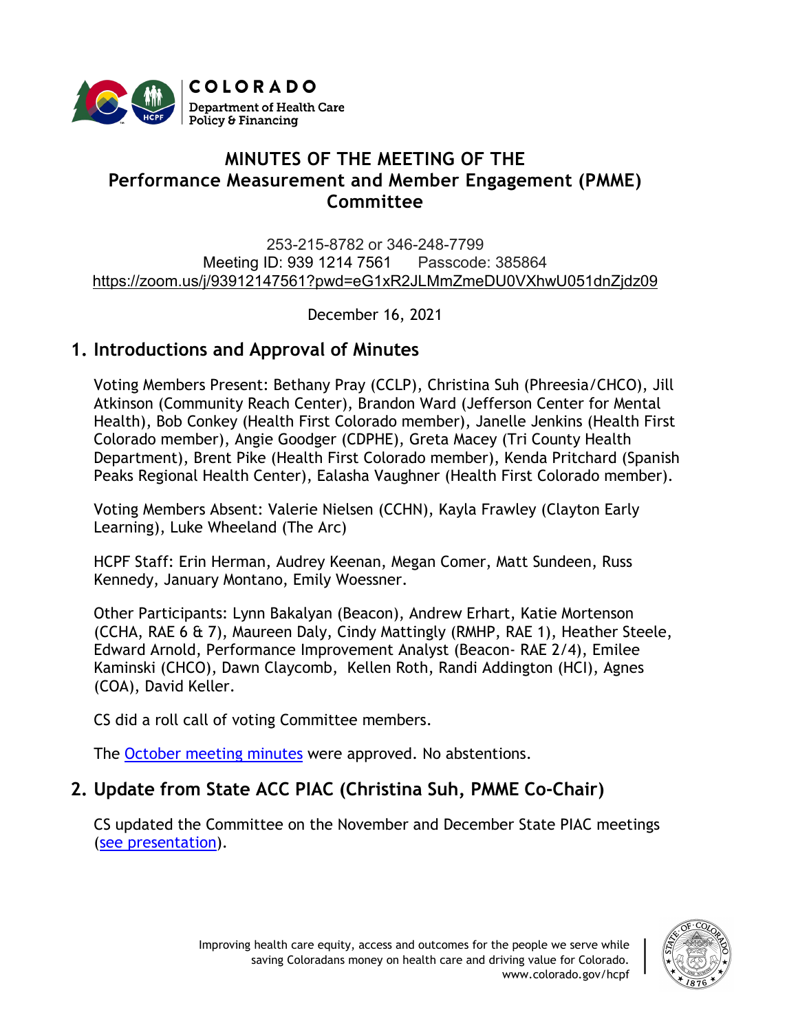# MINUTES OF THE MEETING OF THE Performance Measurement and Member Engagement (PMME) Committee

253-215-8782 or 346-248-7799
Meeting ID: 939 1214 7561 Passcode: 385864
https://zoom.us/j/93912147561?pwd=eG1xR2JLMmZmeDU0VXhwU051dnZjdz09

December 16, 2021

## 1. Introductions and Approval of Minutes

Voting Members Present: Bethany Pray (CCLP), Christina Suh (Phreesia/CHCO), Jill Atkinson (Community Reach Center), Brandon Ward (Jefferson Center for Mental Health), Bob Conkey (Health First Colorado member), Janelle Jenkins (Health First Colorado member), Angie Goodger (CDPHE), Greta Macey (Tri County Health Department), Brent Pike (Health First Colorado member), Kenda Pritchard (Spanish Peaks Regional Health Center), Ealasha Vaughner (Health First Colorado member).

Voting Members Absent: Valerie Nielsen (CCHN), Kayla Frawley (Clayton Early Learning), Luke Wheeland (The Arc)

HCPF Staff: Erin Herman, Audrey Keenan, Megan Comer, Matt Sundeen, Russ Kennedy, January Montano, Emily Woessner.

Other Participants: Lynn Bakalyan (Beacon), Andrew Erhart, Katie Mortenson (CCHA, RAE 6 & 7), Maureen Daly, Cindy Mattingly (RMHP, RAE 1), Heather Steele, Edward Arnold, Performance Improvement Analyst (Beacon- RAE 2/4), Emilee Kaminski (CHCO), Dawn Claycomb, Kellen Roth, Randi Addington (HCI), Agnes (COA), David Keller.

CS did a roll call of voting Committee members.

The October meeting minutes were approved. No abstentions.

## 2. Update from State ACC PIAC (Christina Suh, PMME Co-Chair)

CS updated the Committee on the November and December State PIAC meetings (see presentation).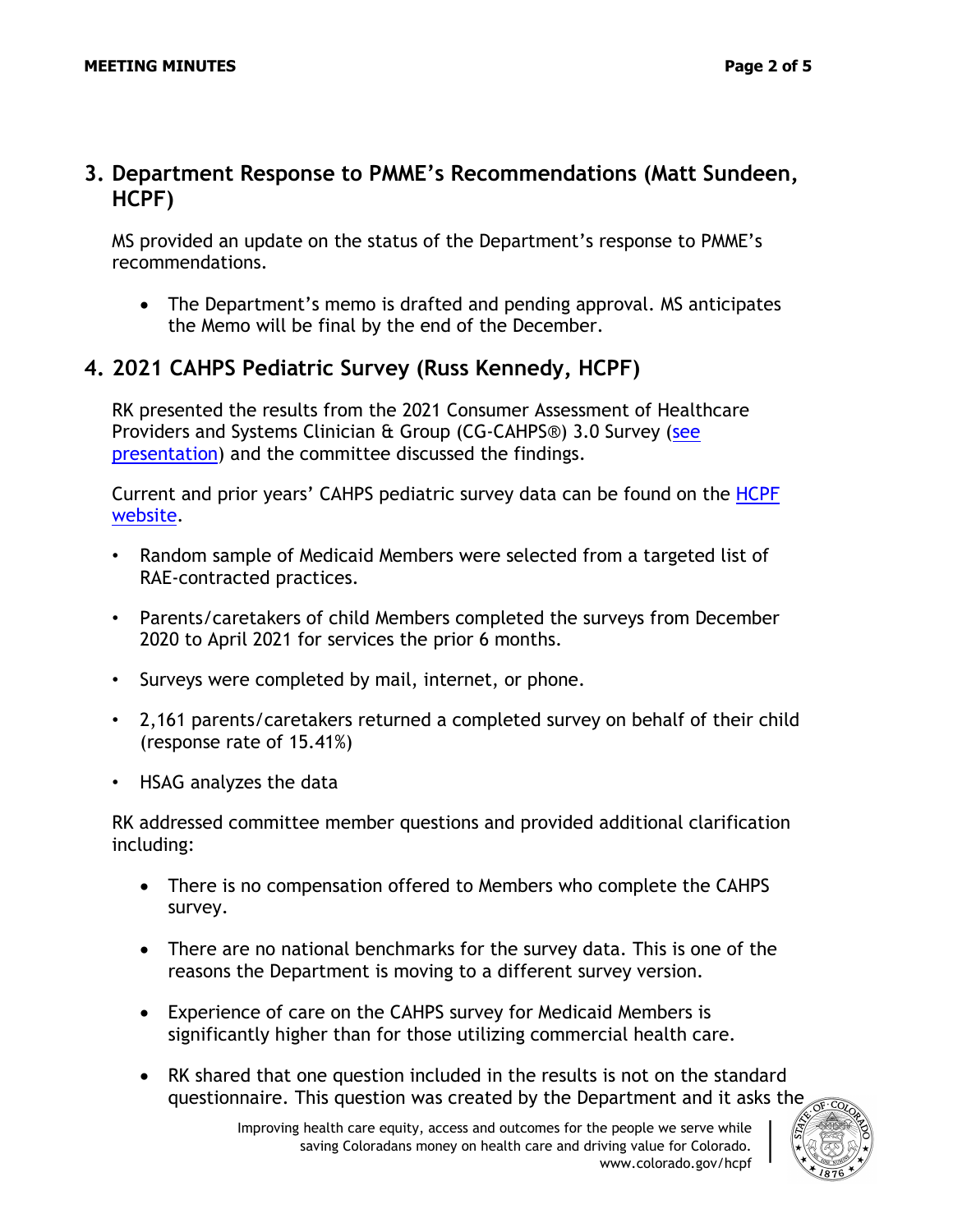## 3. Department Response to PMME's Recommendations (Matt Sundeen, HCPF)

MS provided an update on the status of the Department's response to PMME's recommendations.

- The Department's memo is drafted and pending approval. MS anticipates the Memo will be final by the end of the December.

## 4. 2021 CAHPS Pediatric Survey (Russ Kennedy, HCPF)

RK presented the results from the 2021 Consumer Assessment of Healthcare Providers and Systems Clinician & Group (CG-CAHPS®) 3.0 Survey (see presentation) and the committee discussed the findings.

Current and prior years' CAHPS pediatric survey data can be found on the HCPF website.

- Random sample of Medicaid Members were selected from a targeted list of RAE-contracted practices.
- Parents/caretakers of child Members completed the surveys from December 2020 to April 2021 for services the prior 6 months.
- Surveys were completed by mail, internet, or phone.
- 2,161 parents/caretakers returned a completed survey on behalf of their child (response rate of 15.41%)
- HSAG analyzes the data

RK addressed committee member questions and provided additional clarification including:

- There is no compensation offered to Members who complete the CAHPS survey.
- There are no national benchmarks for the survey data. This is one of the reasons the Department is moving to a different survey version.
- Experience of care on the CAHPS survey for Medicaid Members is significantly higher than for those utilizing commercial health care.
- RK shared that one question included in the results is not on the standard questionnaire. This question was created by the Department and it asks the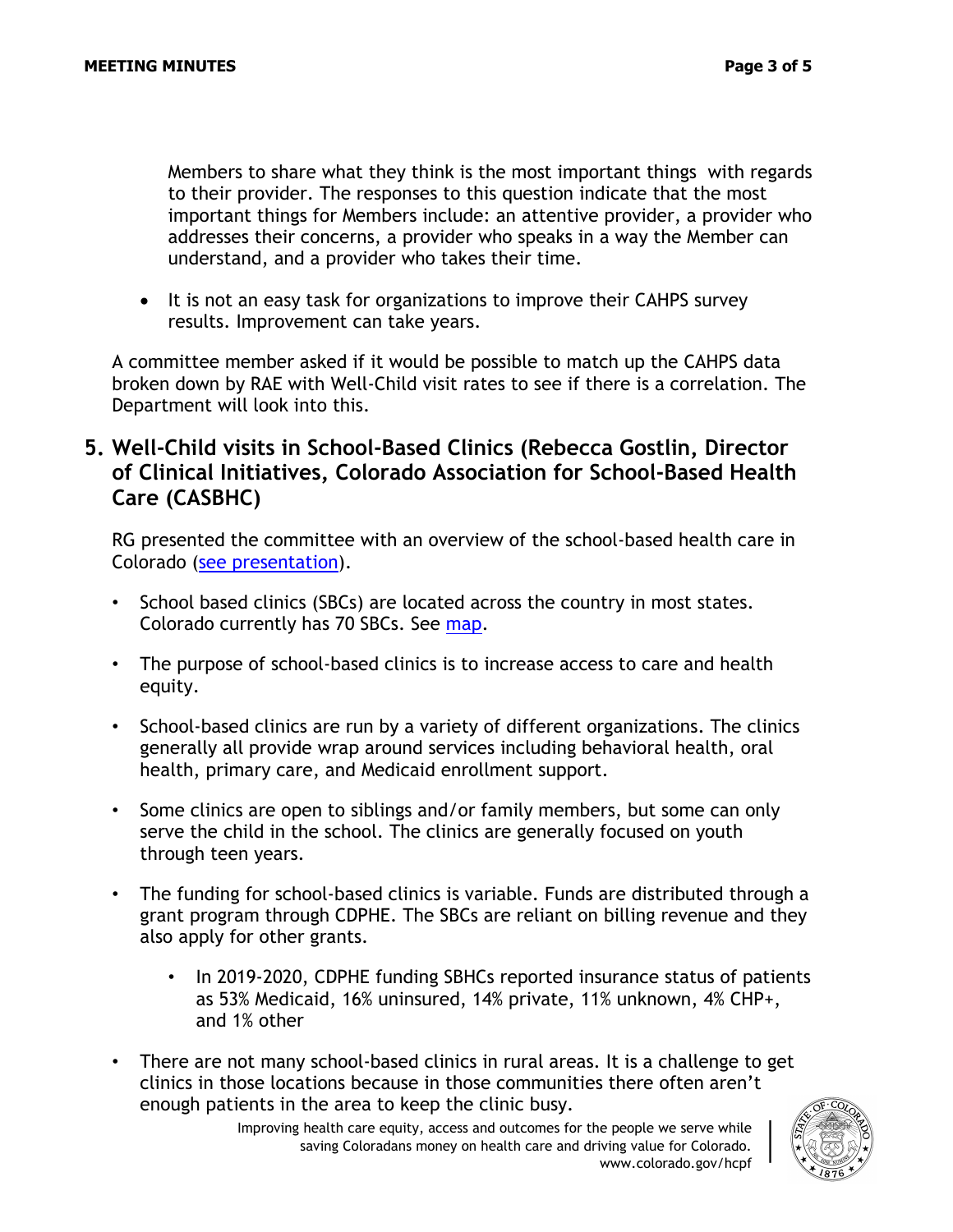Members to share what they think is the most important things with regards to their provider. The responses to this question indicate that the most important things for Members include: an attentive provider, a provider who addresses their concerns, a provider who speaks in a way the Member can understand, and a provider who takes their time.

- It is not an easy task for organizations to improve their CAHPS survey results. Improvement can take years.

A committee member asked if it would be possible to match up the CAHPS data broken down by RAE with Well-Child visit rates to see if there is a correlation. The Department will look into this.

## 5. Well-Child visits in School-Based Clinics (Rebecca Gostlin, Director of Clinical Initiatives, Colorado Association for School-Based Health Care (CASBHC)

RG presented the committee with an overview of the school-based health care in Colorado (see presentation).

- School based clinics (SBCs) are located across the country in most states. Colorado currently has 70 SBCs. See map.
- The purpose of school-based clinics is to increase access to care and health equity.
- School-based clinics are run by a variety of different organizations. The clinics generally all provide wrap around services including behavioral health, oral health, primary care, and Medicaid enrollment support.
- Some clinics are open to siblings and/or family members, but some can only serve the child in the school. The clinics are generally focused on youth through teen years.
- The funding for school-based clinics is variable. Funds are distributed through a grant program through CDPHE. The SBCs are reliant on billing revenue and they also apply for other grants.
    - In 2019-2020, CDPHE funding SBHCs reported insurance status of patients as 53% Medicaid, 16% uninsured, 14% private, 11% unknown, 4% CHP+, and 1% other
- There are not many school-based clinics in rural areas. It is a challenge to get clinics in those locations because in those communities there often aren't enough patients in the area to keep the clinic busy.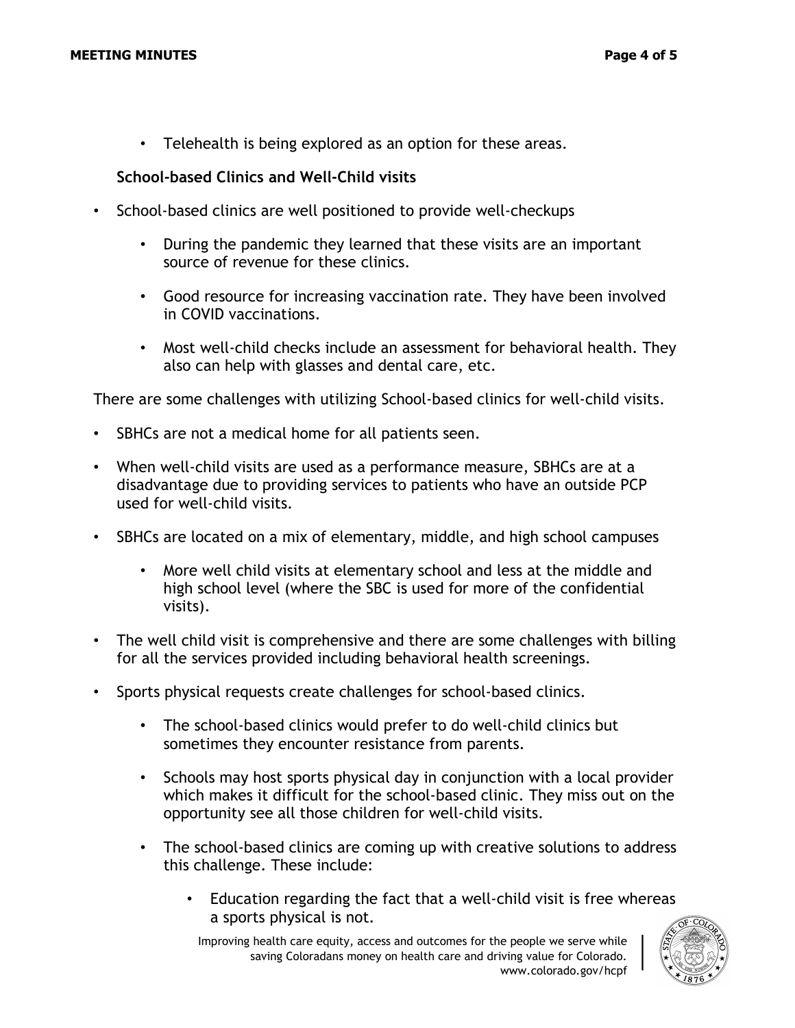- Telehealth is being explored as an option for these areas.

**School-based Clinics and Well-Child visits**

- School-based clinics are well positioned to provide well-checkups
    - During the pandemic they learned that these visits are an important source of revenue for these clinics.
    - Good resource for increasing vaccination rate. They have been involved in COVID vaccinations.
    - Most well-child checks include an assessment for behavioral health. They also can help with glasses and dental care, etc.

There are some challenges with utilizing School-based clinics for well-child visits.

- SBHCs are not a medical home for all patients seen.
- When well-child visits are used as a performance measure, SBHCs are at a disadvantage due to providing services to patients who have an outside PCP used for well-child visits.
- SBHCs are located on a mix of elementary, middle, and high school campuses
    - More well child visits at elementary school and less at the middle and high school level (where the SBC is used for more of the confidential visits).
- The well child visit is comprehensive and there are some challenges with billing for all the services provided including behavioral health screenings.
- Sports physical requests create challenges for school-based clinics.
    - The school-based clinics would prefer to do well-child clinics but sometimes they encounter resistance from parents.
    - Schools may host sports physical day in conjunction with a local provider which makes it difficult for the school-based clinic. They miss out on the opportunity see all those children for well-child visits.
    - The school-based clinics are coming up with creative solutions to address this challenge. These include:
        - Education regarding the fact that a well-child visit is free whereas a sports physical is not.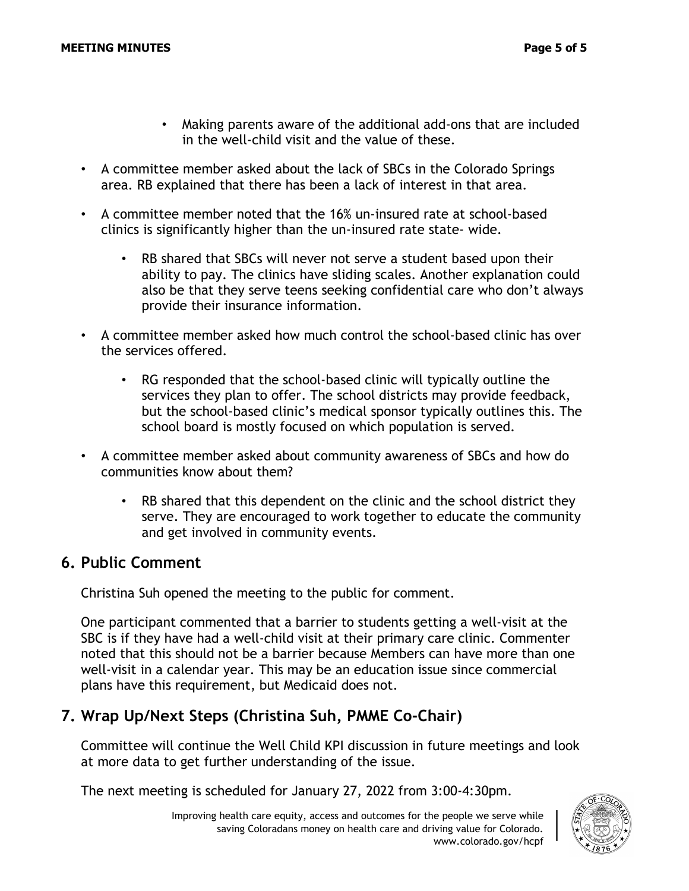- Making parents aware of the additional add-ons that are included in the well-child visit and the value of these.

- A committee member asked about the lack of SBCs in the Colorado Springs area. RB explained that there has been a lack of interest in that area.
- A committee member noted that the 16% un-insured rate at school-based clinics is significantly higher than the un-insured rate state- wide.
    - RB shared that SBCs will never not serve a student based upon their ability to pay. The clinics have sliding scales. Another explanation could also be that they serve teens seeking confidential care who don't always provide their insurance information.
- A committee member asked how much control the school-based clinic has over the services offered.
    - RG responded that the school-based clinic will typically outline the services they plan to offer. The school districts may provide feedback, but the school-based clinic's medical sponsor typically outlines this. The school board is mostly focused on which population is served.
- A committee member asked about community awareness of SBCs and how do communities know about them?
    - RB shared that this dependent on the clinic and the school district they serve. They are encouraged to work together to educate the community and get involved in community events.

## 6. Public Comment

Christina Suh opened the meeting to the public for comment.

One participant commented that a barrier to students getting a well-visit at the SBC is if they have had a well-child visit at their primary care clinic. Commenter noted that this should not be a barrier because Members can have more than one well-visit in a calendar year. This may be an education issue since commercial plans have this requirement, but Medicaid does not.

## 7. Wrap Up/Next Steps (Christina Suh, PMME Co-Chair)

Committee will continue the Well Child KPI discussion in future meetings and look at more data to get further understanding of the issue.

The next meeting is scheduled for January 27, 2022 from 3:00-4:30pm.

Improving health care equity, access and outcomes for the people we serve while saving Coloradans money on health care and driving value for Colorado.
www.colorado.gov/hcpf